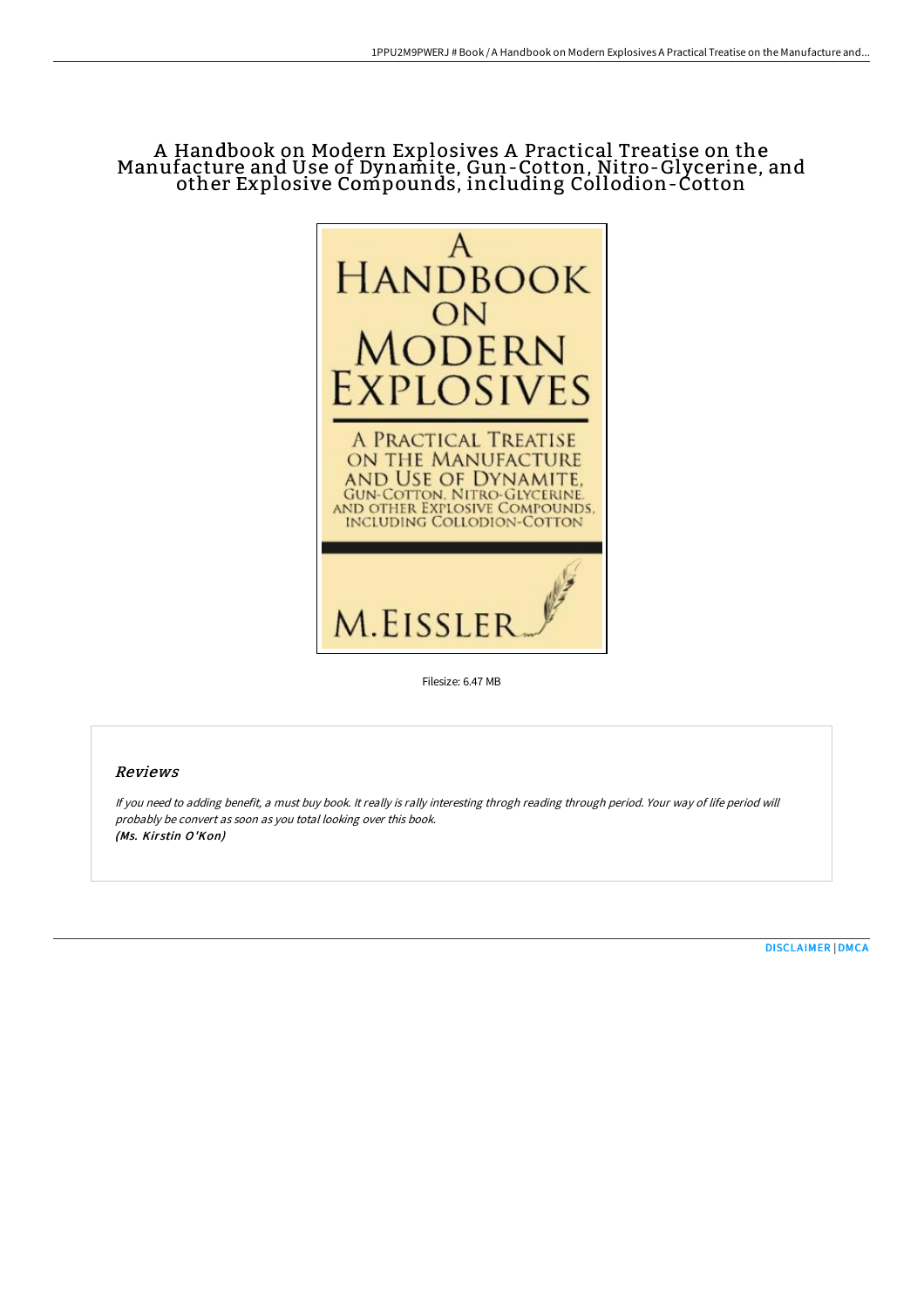# A Handbook on Modern Explosives A Practical Treatise on the Manufacture and Use of Dynamite, Gun-Cotton, Nitro-Glycerine, and other Explosive Compounds, including Collodion-Cotton

Filesize: 6.47 MB

## Reviews

*If you need to adding benefit, a must buy book. It really is rally interesting throgh reading through period. Your way of life period will probably be convert as soon as you total looking over this book.*
***(Ms. Kirstin O'Kon)***

DISCLAIMER | DMCA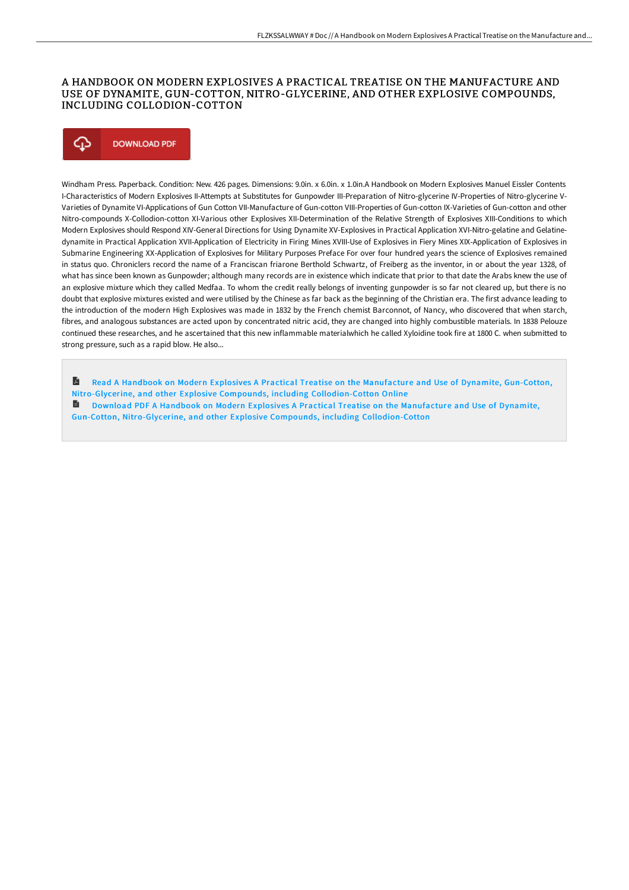# A HANDBOOK ON MODERN EXPLOSIVES A PRACTICAL TREATISE ON THE MANUFACTURE AND USE OF DYNAMITE, GUN-COTTON, NITRO-GLYCERINE, AND OTHER EXPLOSIVE COMPOUNDS, INCLUDING COLLODION-COTTON

DOWNLOAD PDF

Windham Press. Paperback. Condition: New. 426 pages. Dimensions: 9.0in. x 6.0in. x 1.0in.A Handbook on Modern Explosives Manuel Eissler Contents I-Characteristics of Modern Explosives II-Attempts at Substitutes for Gunpowder III-Preparation of Nitro-glycerine IV-Properties of Nitro-glycerine V-Varieties of Dynamite VI-Applications of Gun Cotton VII-Manufacture of Gun-cotton VIII-Properties of Gun-cotton IX-Varieties of Gun-cotton and other Nitro-compounds X-Collodion-cotton XI-Various other Explosives XII-Determination of the Relative Strength of Explosives XIII-Conditions to which Modern Explosives should Respond XIV-General Directions for Using Dynamite XV-Explosives in Practical Application XVI-Nitro-gelatine and Gelatine-dynamite in Practical Application XVII-Application of Electricity in Firing Mines XVIII-Use of Explosives in Fiery Mines XIX-Application of Explosives in Submarine Engineering XX-Application of Explosives for Military Purposes Preface For over four hundred years the science of Explosives remained in status quo. Chroniclers record the name of a Franciscan friarone Berthold Schwartz, of Freiberg as the inventor, in or about the year 1328, of what has since been known as Gunpowder; although many records are in existence which indicate that prior to that date the Arabs knew the use of an explosive mixture which they called Medfaa. To whom the credit really belongs of inventing gunpowder is so far not cleared up, but there is no doubt that explosive mixtures existed and were utilised by the Chinese as far back as the beginning of the Christian era. The first advance leading to the introduction of the modern High Explosives was made in 1832 by the French chemist Barconnot, of Nancy, who discovered that when starch, fibres, and analogous substances are acted upon by concentrated nitric acid, they are changed into highly combustible materials. In 1838 Pelouze continued these researches, and he ascertained that this new inflammable materialwhich he called Xyloidine took fire at 1800 C. when submitted to strong pressure, such as a rapid blow. He also...

Read A Handbook on Modern Explosives A Practical Treatise on the Manufacture and Use of Dynamite, Gun-Cotton, Nitro-Glycerine, and other Explosive Compounds, including Collodion-Cotton Online

Download PDF A Handbook on Modern Explosives A Practical Treatise on the Manufacture and Use of Dynamite, Gun-Cotton, Nitro-Glycerine, and other Explosive Compounds, including Collodion-Cotton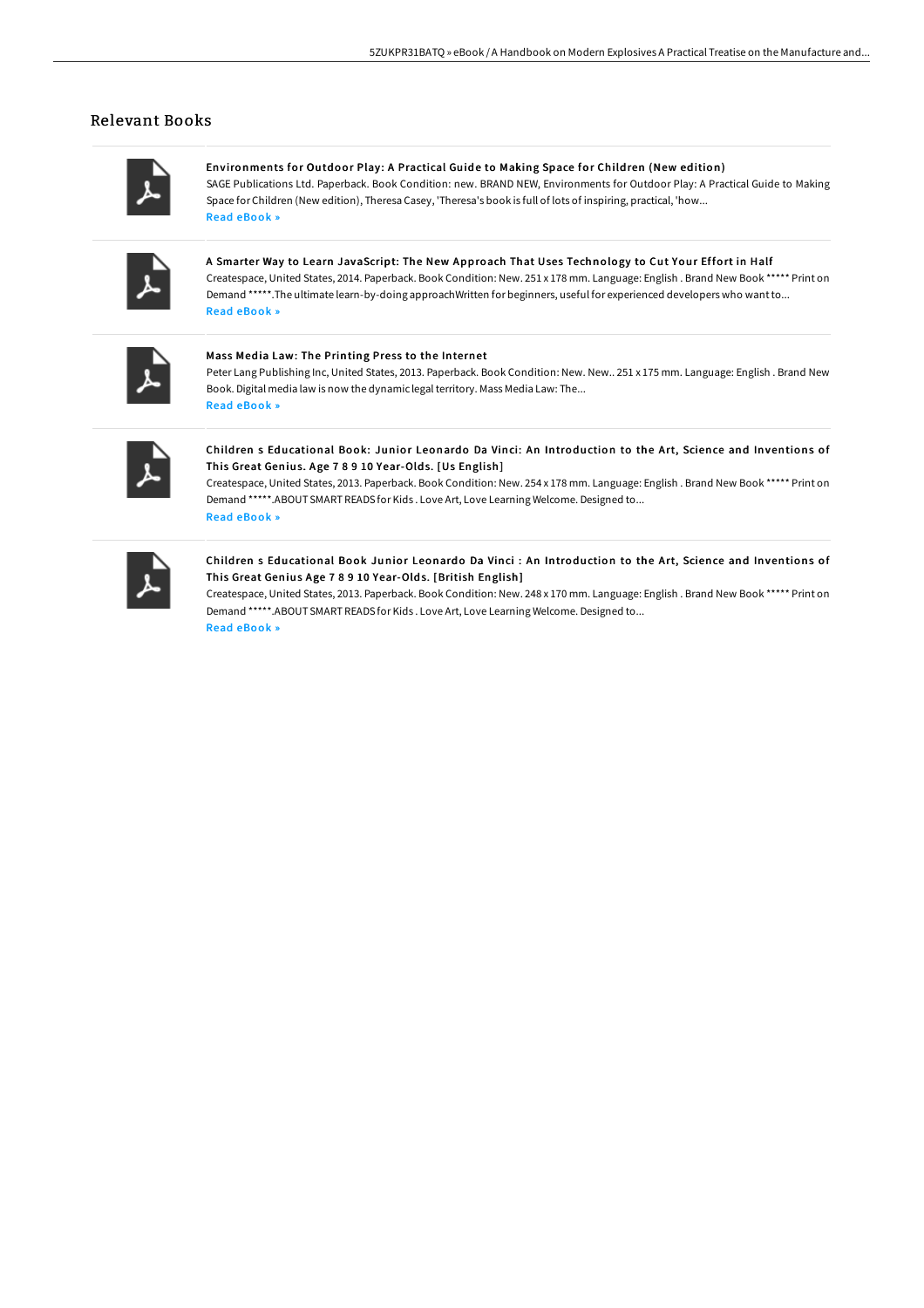## Relevant Books

**Environments for Outdoor Play: A Practical Guide to Making Space for Children (New edition)**
SAGE Publications Ltd. Paperback. Book Condition: new. BRAND NEW, Environments for Outdoor Play: A Practical Guide to Making Space for Children (New edition), Theresa Casey, 'Theresa's book is full of lots of inspiring, practical, 'how...
Read eBook »

**A Smarter Way to Learn JavaScript: The New Approach That Uses Technology to Cut Your Effort in Half**
Createspace, United States, 2014. Paperback. Book Condition: New. 251 x 178 mm. Language: English . Brand New Book ***** Print on Demand *****.The ultimate learn-by-doing approachWritten for beginners, useful for experienced developers who want to...
Read eBook »

**Mass Media Law: The Printing Press to the Internet**
Peter Lang Publishing Inc, United States, 2013. Paperback. Book Condition: New. New.. 251 x 175 mm. Language: English . Brand New Book. Digital media law is now the dynamic legal territory. Mass Media Law: The...
Read eBook »

**Children s Educational Book: Junior Leonardo Da Vinci: An Introduction to the Art, Science and Inventions of This Great Genius. Age 7 8 9 10 Year-Olds. [Us English]**
Createspace, United States, 2013. Paperback. Book Condition: New. 254 x 178 mm. Language: English . Brand New Book ***** Print on Demand *****.ABOUT SMART READS for Kids . Love Art, Love Learning Welcome. Designed to...
Read eBook »

**Children s Educational Book Junior Leonardo Da Vinci : An Introduction to the Art, Science and Inventions of This Great Genius Age 7 8 9 10 Year-Olds. [British English]**
Createspace, United States, 2013. Paperback. Book Condition: New. 248 x 170 mm. Language: English . Brand New Book ***** Print on Demand *****.ABOUT SMART READS for Kids . Love Art, Love Learning Welcome. Designed to...
Read eBook »